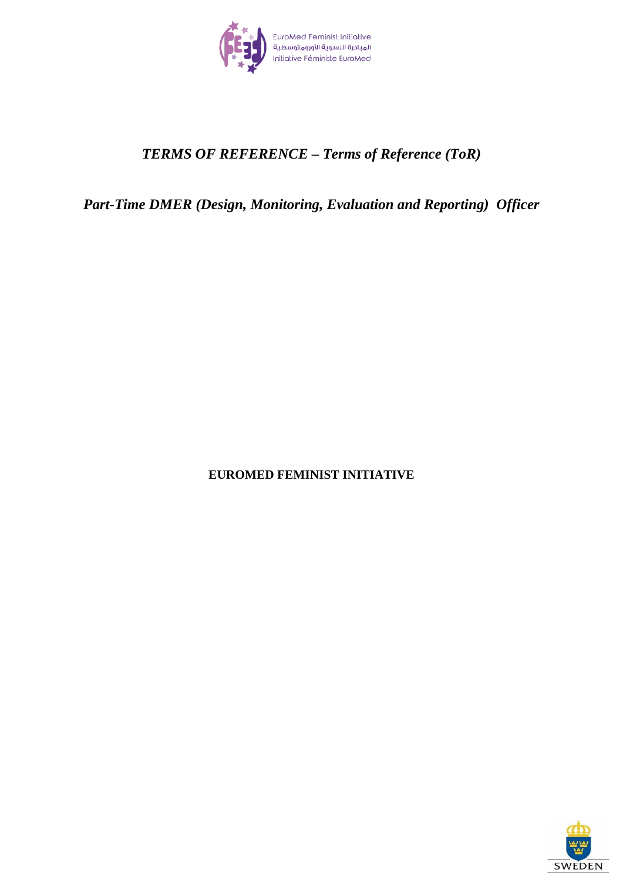EuroMed Feminist Initiative
المبادرة النسوية الأورومتوسطية
Initiative Féministe EuroMed

# *TERMS OF REFERENCE – Terms of Reference (ToR)*

## *Part-Time DMER (Design, Monitoring, Evaluation and Reporting) Officer*

**EUROMED FEMINIST INITIATIVE**

SWEDEN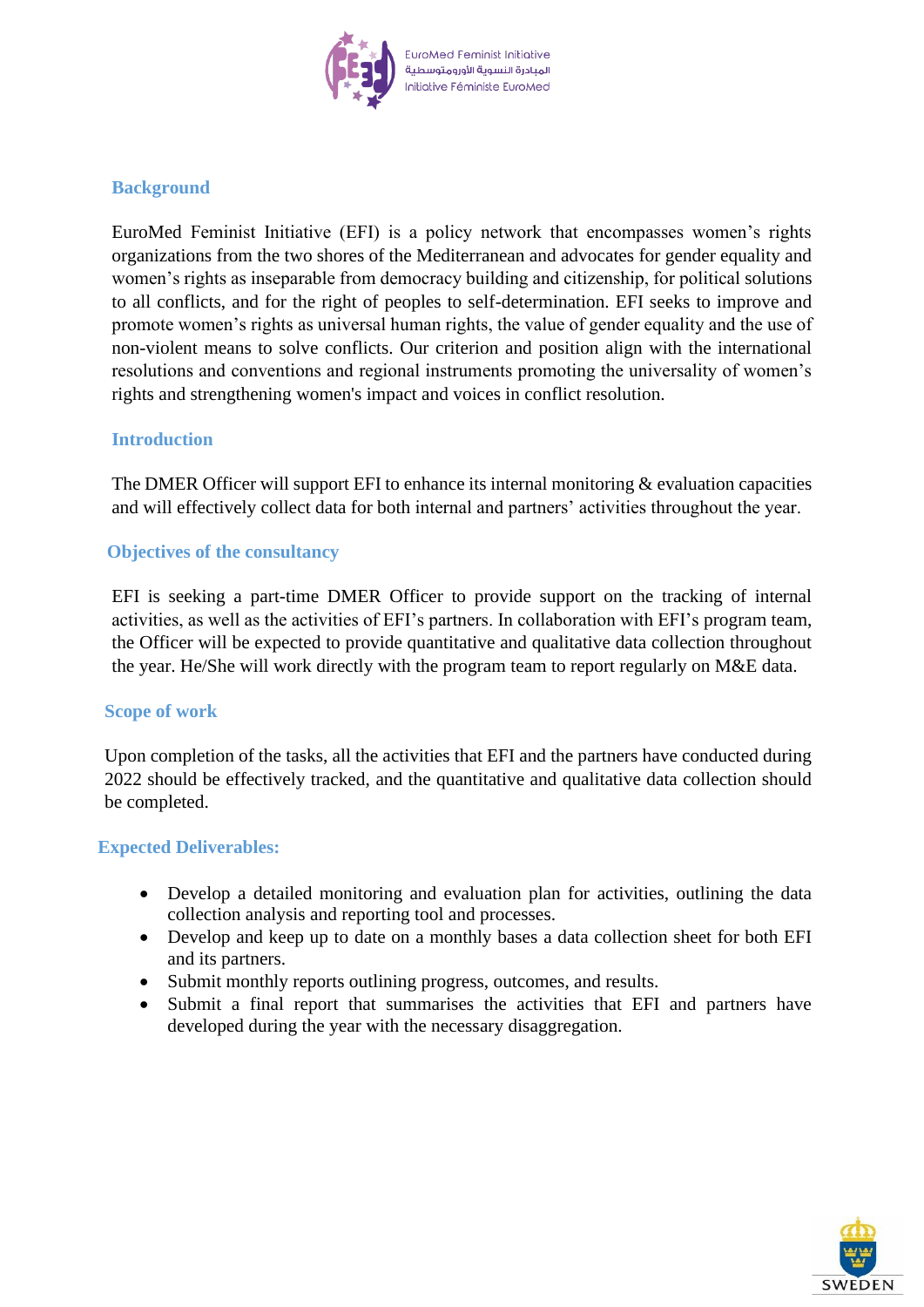## Background

EuroMed Feminist Initiative (EFI) is a policy network that encompasses women's rights organizations from the two shores of the Mediterranean and advocates for gender equality and women's rights as inseparable from democracy building and citizenship, for political solutions to all conflicts, and for the right of peoples to self-determination. EFI seeks to improve and promote women's rights as universal human rights, the value of gender equality and the use of non-violent means to solve conflicts. Our criterion and position align with the international resolutions and conventions and regional instruments promoting the universality of women's rights and strengthening women's impact and voices in conflict resolution.

## Introduction

The DMER Officer will support EFI to enhance its internal monitoring & evaluation capacities and will effectively collect data for both internal and partners' activities throughout the year.

## Objectives of the consultancy

EFI is seeking a part-time DMER Officer to provide support on the tracking of internal activities, as well as the activities of EFI's partners. In collaboration with EFI's program team, the Officer will be expected to provide quantitative and qualitative data collection throughout the year. He/She will work directly with the program team to report regularly on M&E data.

## Scope of work

Upon completion of the tasks, all the activities that EFI and the partners have conducted during 2022 should be effectively tracked, and the quantitative and qualitative data collection should be completed.

## Expected Deliverables:

- Develop a detailed monitoring and evaluation plan for activities, outlining the data collection analysis and reporting tool and processes.
- Develop and keep up to date on a monthly bases a data collection sheet for both EFI and its partners.
- Submit monthly reports outlining progress, outcomes, and results.
- Submit a final report that summarises the activities that EFI and partners have developed during the year with the necessary disaggregation.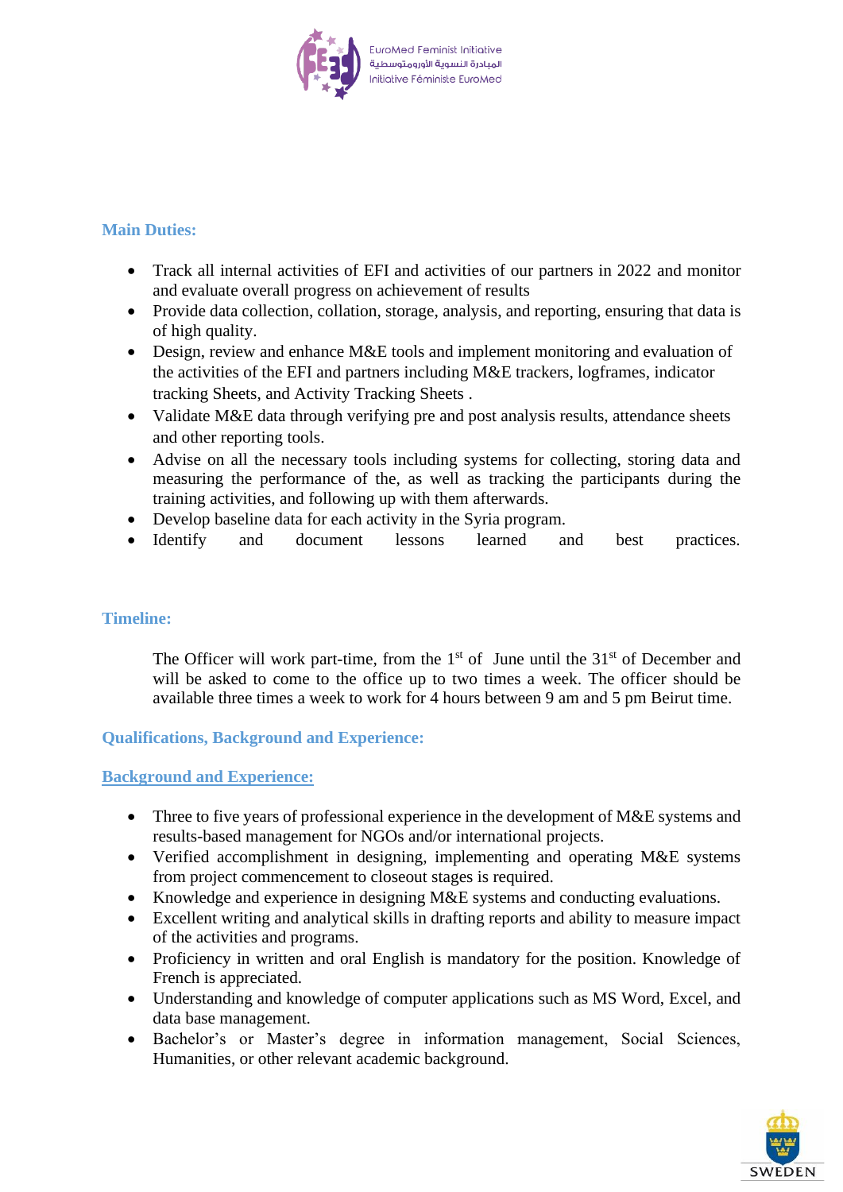## Main Duties:

- Track all internal activities of EFI and activities of our partners in 2022 and monitor and evaluate overall progress on achievement of results
- Provide data collection, collation, storage, analysis, and reporting, ensuring that data is of high quality.
- Design, review and enhance M&E tools and implement monitoring and evaluation of the activities of the EFI and partners including M&E trackers, logframes, indicator tracking Sheets, and Activity Tracking Sheets .
- Validate M&E data through verifying pre and post analysis results, attendance sheets and other reporting tools.
- Advise on all the necessary tools including systems for collecting, storing data and measuring the performance of the, as well as tracking the participants during the training activities, and following up with them afterwards.
- Develop baseline data for each activity in the Syria program.
- Identify and document lessons learned and best practices.

## Timeline:

The Officer will work part-time, from the 1st of June until the 31st of December and will be asked to come to the office up to two times a week. The officer should be available three times a week to work for 4 hours between 9 am and 5 pm Beirut time.

## Qualifications, Background and Experience:

### Background and Experience:

- Three to five years of professional experience in the development of M&E systems and results-based management for NGOs and/or international projects.
- Verified accomplishment in designing, implementing and operating M&E systems from project commencement to closeout stages is required.
- Knowledge and experience in designing M&E systems and conducting evaluations.
- Excellent writing and analytical skills in drafting reports and ability to measure impact of the activities and programs.
- Proficiency in written and oral English is mandatory for the position. Knowledge of French is appreciated.
- Understanding and knowledge of computer applications such as MS Word, Excel, and data base management.
- Bachelor's or Master's degree in information management, Social Sciences, Humanities, or other relevant academic background.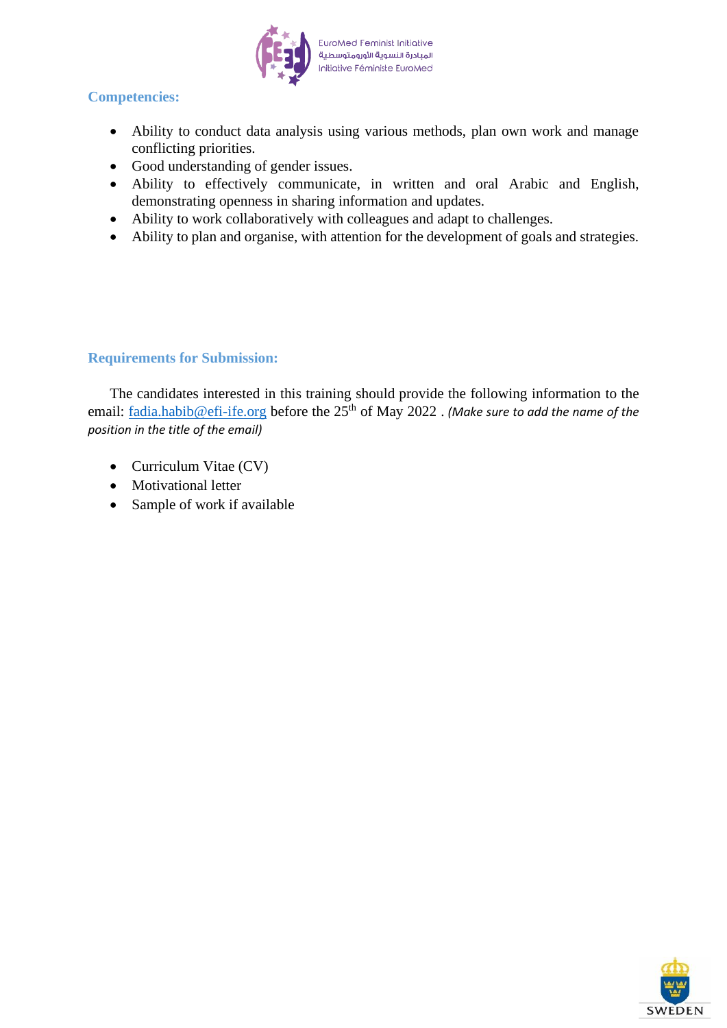## Competencies:

- Ability to conduct data analysis using various methods, plan own work and manage conflicting priorities.
- Good understanding of gender issues.
- Ability to effectively communicate, in written and oral Arabic and English, demonstrating openness in sharing information and updates.
- Ability to work collaboratively with colleagues and adapt to challenges.
- Ability to plan and organise, with attention for the development of goals and strategies.

## Requirements for Submission:

The candidates interested in this training should provide the following information to the email: fadia.habib@efi-ife.org before the 25th of May 2022 . *(Make sure to add the name of the position in the title of the email)*

- Curriculum Vitae (CV)
- Motivational letter
- Sample of work if available